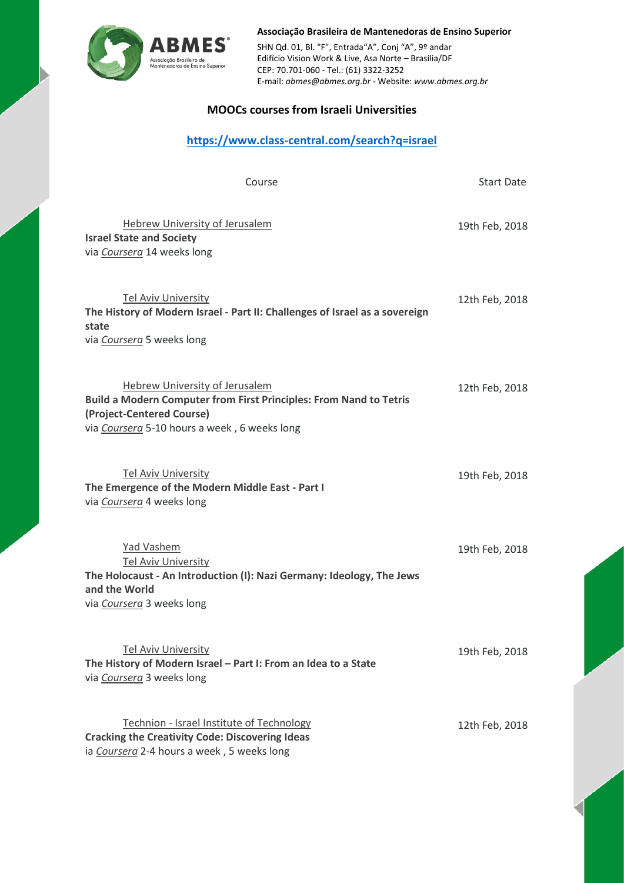**Associação Brasileira de Mantenedoras de Ensino Superior**

SHN Qd. 01, Bl. "F", Entrada"A", Conj "A", 9º andar
Edifício Vision Work & Live, Asa Norte – Brasília/DF
CEP: 70.701-060 - Tel.: (61) 3322-3252
E-mail: *abmes@abmes.org.br* - Website: *www.abmes.org.br*

## MOOCs courses from Israeli Universities

**https://www.class-central.com/search?q=israel**

| Course | Start Date |
| --- | --- |
| Hebrew University of Jerusalem<br>**Israel State and Society**<br>via *Coursera* 14 weeks long | 19th Feb, 2018 |
| Tel Aviv University<br>**The History of Modern Israel - Part II: Challenges of Israel as a sovereign state**<br>via *Coursera* 5 weeks long | 12th Feb, 2018 |
| Hebrew University of Jerusalem<br>**Build a Modern Computer from First Principles: From Nand to Tetris (Project-Centered Course)**<br>via *Coursera* 5-10 hours a week , 6 weeks long | 12th Feb, 2018 |
| Tel Aviv University<br>**The Emergence of the Modern Middle East - Part I**<br>via *Coursera* 4 weeks long | 19th Feb, 2018 |
| Yad Vashem<br>Tel Aviv University<br>**The Holocaust - An Introduction (I): Nazi Germany: Ideology, The Jews and the World**<br>via *Coursera* 3 weeks long | 19th Feb, 2018 |
| Tel Aviv University<br>**The History of Modern Israel – Part I: From an Idea to a State**<br>via *Coursera* 3 weeks long | 19th Feb, 2018 |
| Technion - Israel Institute of Technology<br>**Cracking the Creativity Code: Discovering Ideas**<br>ia *Coursera* 2-4 hours a week , 5 weeks long | 12th Feb, 2018 |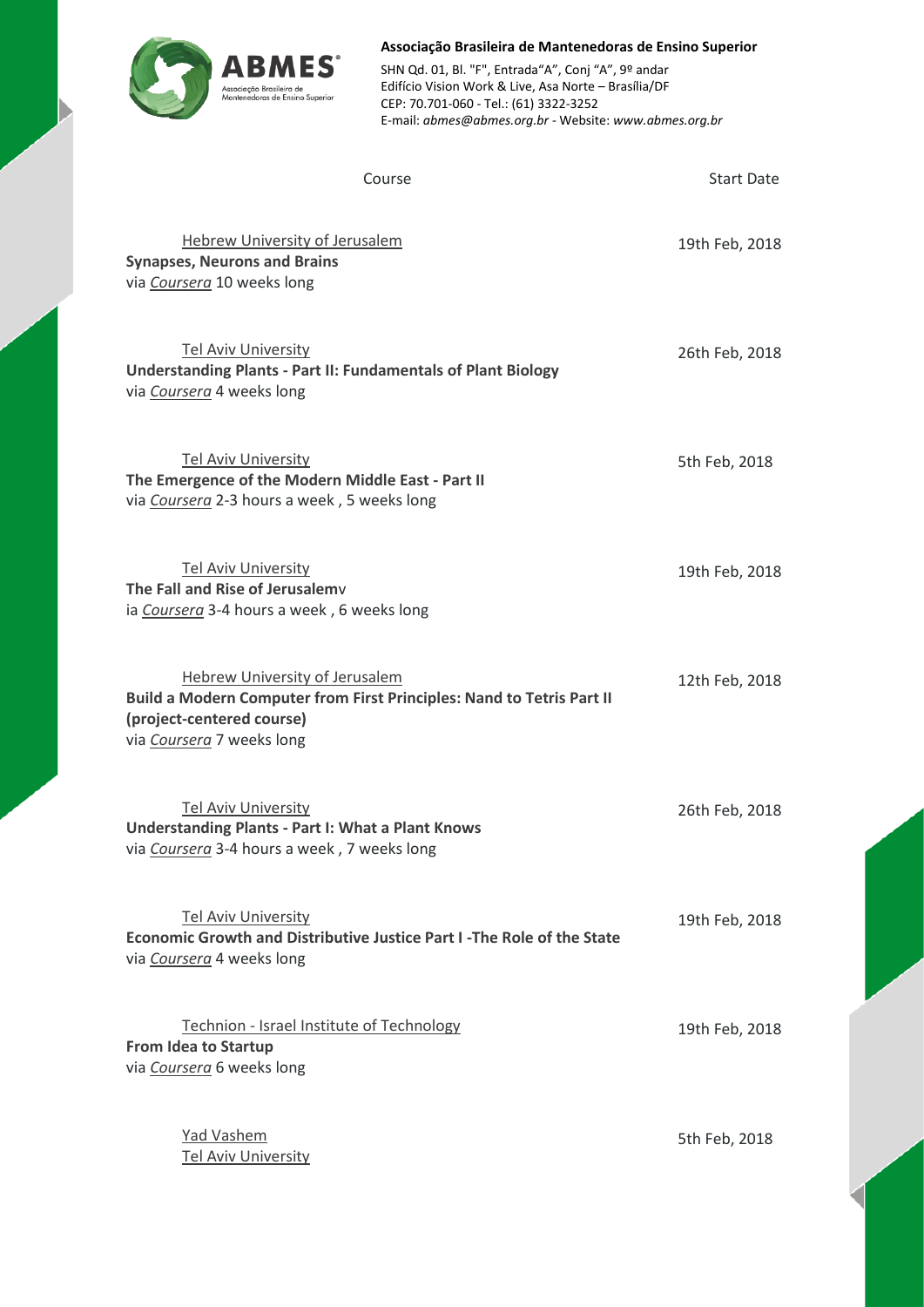**Associação Brasileira de Mantenedoras de Ensino Superior**

SHN Qd. 01, Bl. "F", Entrada"A", Conj "A", 9º andar
Edifício Vision Work & Live, Asa Norte – Brasília/DF
CEP: 70.701-060 - Tel.: (61) 3322-3252
E-mail: *abmes@abmes.org.br* - Website: *www.abmes.org.br*

| Course | Start Date |
| --- | --- |
| Hebrew University of Jerusalem<br>**Synapses, Neurons and Brains**<br>via *Coursera* 10 weeks long | 19th Feb, 2018 |
| Tel Aviv University<br>**Understanding Plants - Part II: Fundamentals of Plant Biology**<br>via *Coursera* 4 weeks long | 26th Feb, 2018 |
| Tel Aviv University<br>**The Emergence of the Modern Middle East - Part II**<br>via *Coursera* 2-3 hours a week , 5 weeks long | 5th Feb, 2018 |
| Tel Aviv University<br>**The Fall and Rise of Jerusalem**v<br>ia *Coursera* 3-4 hours a week , 6 weeks long | 19th Feb, 2018 |
| Hebrew University of Jerusalem<br>**Build a Modern Computer from First Principles: Nand to Tetris Part II (project-centered course)**<br>via *Coursera* 7 weeks long | 12th Feb, 2018 |
| Tel Aviv University<br>**Understanding Plants - Part I: What a Plant Knows**<br>via *Coursera* 3-4 hours a week , 7 weeks long | 26th Feb, 2018 |
| Tel Aviv University<br>**Economic Growth and Distributive Justice Part I -The Role of the State**<br>via *Coursera* 4 weeks long | 19th Feb, 2018 |
| Technion - Israel Institute of Technology<br>**From Idea to Startup**<br>via *Coursera* 6 weeks long | 19th Feb, 2018 |
| Yad Vashem<br>Tel Aviv University | 5th Feb, 2018 |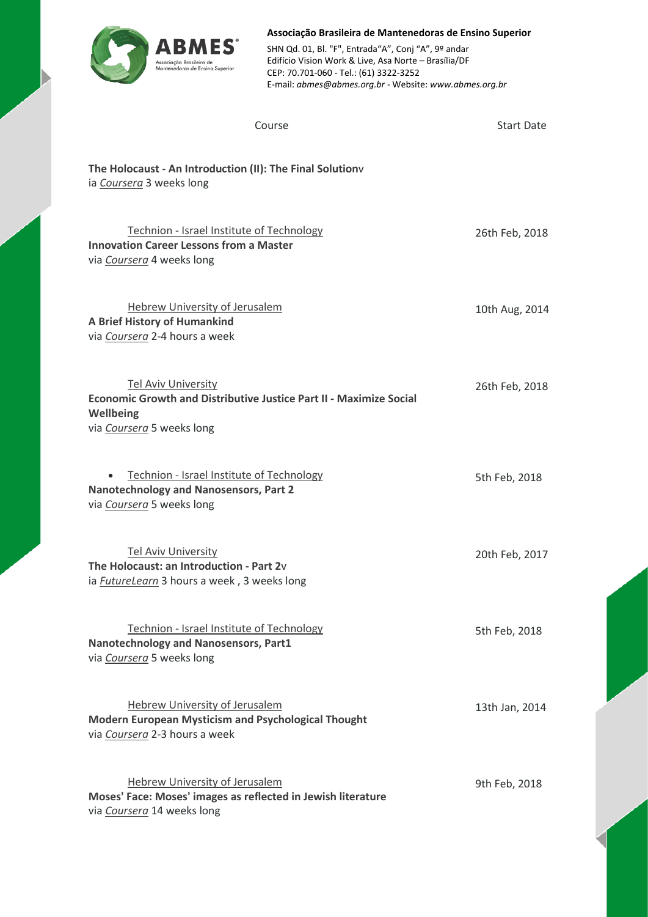**Associação Brasileira de Mantenedoras de Ensino Superior**

SHN Qd. 01, Bl. "F", Entrada"A", Conj "A", 9º andar
Edifício Vision Work & Live, Asa Norte – Brasília/DF
CEP: 70.701-060 - Tel.: (61) 3322-3252
E-mail: *abmes@abmes.org.br* - Website: *www.abmes.org.br*

| Course | Start Date |
|---|---|
| **The Holocaust - An Introduction (II): The Final Solution**v<br>ia *Coursera* 3 weeks long | |
| Technion - Israel Institute of Technology<br>**Innovation Career Lessons from a Master**<br>via *Coursera* 4 weeks long | 26th Feb, 2018 |
| Hebrew University of Jerusalem<br>**A Brief History of Humankind**<br>via *Coursera* 2-4 hours a week | 10th Aug, 2014 |
| Tel Aviv University<br>**Economic Growth and Distributive Justice Part II - Maximize Social Wellbeing**<br>via *Coursera* 5 weeks long | 26th Feb, 2018 |
| • Technion - Israel Institute of Technology<br>**Nanotechnology and Nanosensors, Part 2**<br>via *Coursera* 5 weeks long | 5th Feb, 2018 |
| Tel Aviv University<br>**The Holocaust: an Introduction - Part 2**v<br>ia *FutureLearn* 3 hours a week , 3 weeks long | 20th Feb, 2017 |
| Technion - Israel Institute of Technology<br>**Nanotechnology and Nanosensors, Part1**<br>via *Coursera* 5 weeks long | 5th Feb, 2018 |
| Hebrew University of Jerusalem<br>**Modern European Mysticism and Psychological Thought**<br>via *Coursera* 2-3 hours a week | 13th Jan, 2014 |
| Hebrew University of Jerusalem<br>**Moses' Face: Moses' images as reflected in Jewish literature**<br>via *Coursera* 14 weeks long | 9th Feb, 2018 |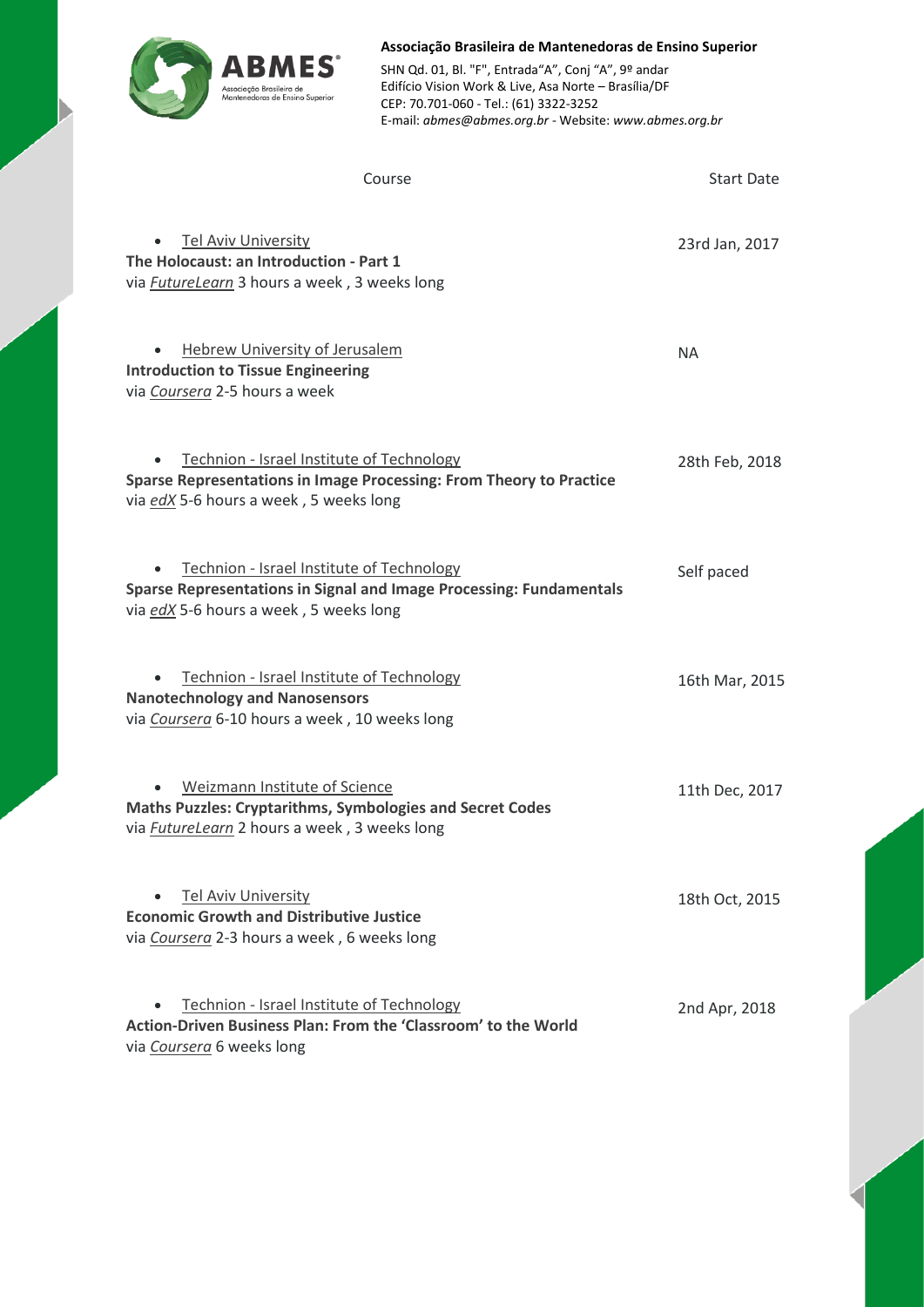**Associação Brasileira de Mantenedoras de Ensino Superior**

SHN Qd. 01, Bl. "F", Entrada"A", Conj "A", 9º andar
Edifício Vision Work & Live, Asa Norte – Brasília/DF
CEP: 70.701-060 - Tel.: (61) 3322-3252
E-mail: *abmes@abmes.org.br* - Website: *www.abmes.org.br*

| Course | Start Date |
|---|---|
| • Tel Aviv University<br>**The Holocaust: an Introduction - Part 1**<br>via *FutureLearn* 3 hours a week , 3 weeks long | 23rd Jan, 2017 |
| • Hebrew University of Jerusalem<br>**Introduction to Tissue Engineering**<br>via *Coursera* 2-5 hours a week | NA |
| • Technion - Israel Institute of Technology<br>**Sparse Representations in Image Processing: From Theory to Practice**<br>via *edX* 5-6 hours a week , 5 weeks long | 28th Feb, 2018 |
| • Technion - Israel Institute of Technology<br>**Sparse Representations in Signal and Image Processing: Fundamentals**<br>via *edX* 5-6 hours a week , 5 weeks long | Self paced |
| • Technion - Israel Institute of Technology<br>**Nanotechnology and Nanosensors**<br>via *Coursera* 6-10 hours a week , 10 weeks long | 16th Mar, 2015 |
| • Weizmann Institute of Science<br>**Maths Puzzles: Cryptarithms, Symbologies and Secret Codes**<br>via *FutureLearn* 2 hours a week , 3 weeks long | 11th Dec, 2017 |
| • Tel Aviv University<br>**Economic Growth and Distributive Justice**<br>via *Coursera* 2-3 hours a week , 6 weeks long | 18th Oct, 2015 |
| • Technion - Israel Institute of Technology<br>**Action-Driven Business Plan: From the 'Classroom' to the World**<br>via *Coursera* 6 weeks long | 2nd Apr, 2018 |